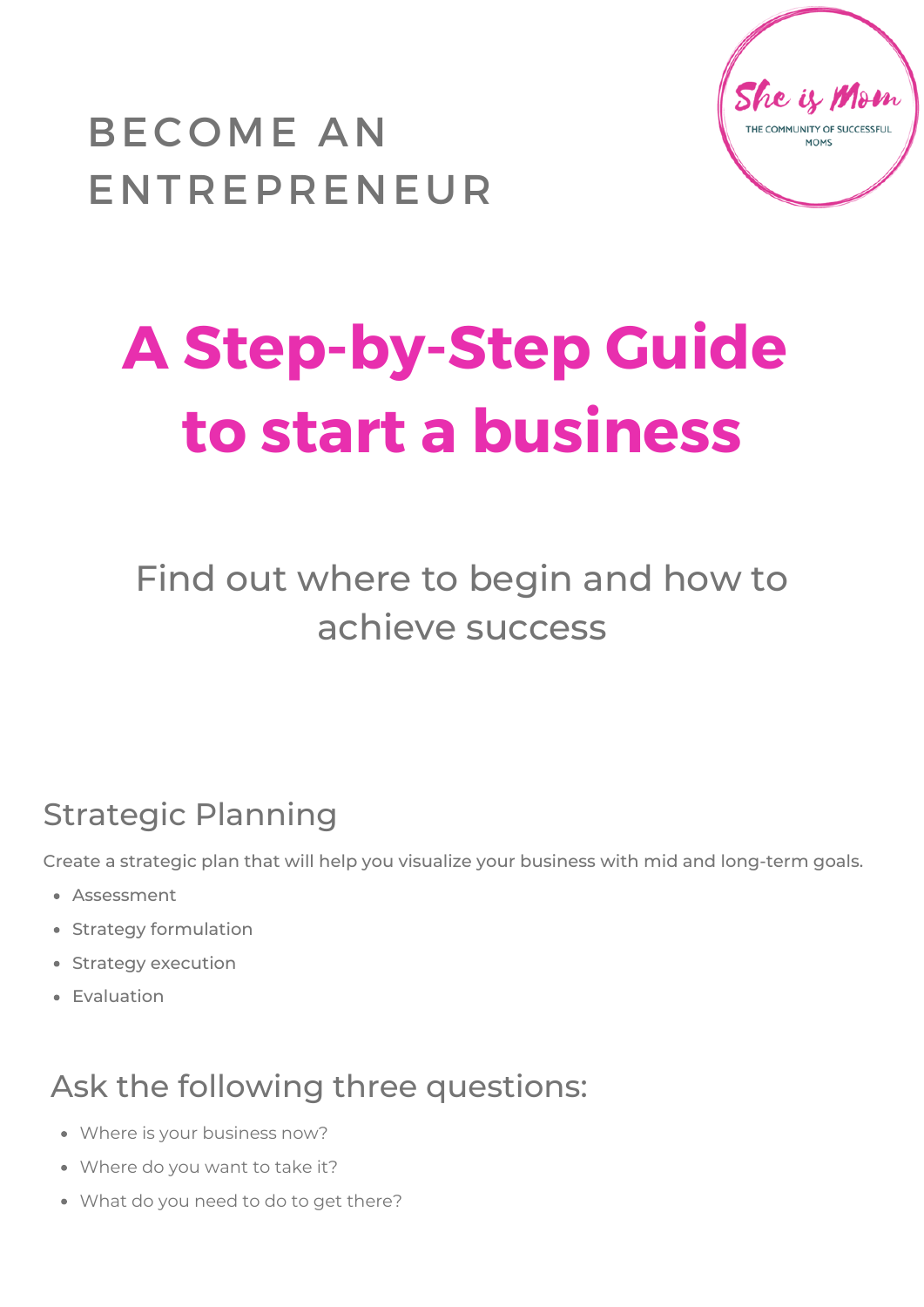BECOME AN ENTREPRENEUR

She is Mom

THE COMMUNITY OF SUCCESSFUL MOMS

# A Step-by-Step Guide to start a business

Find out where to begin and how to achieve success

## Strategic Planning

Create a strategic plan that will help you visualize your business with mid and long-term goals.

- Assessment
- Strategy formulation
- Strategy execution
- Evaluation

## Ask the following three questions:

- Where is your business now?
- Where do you want to take it?
- What do you need to do to get there?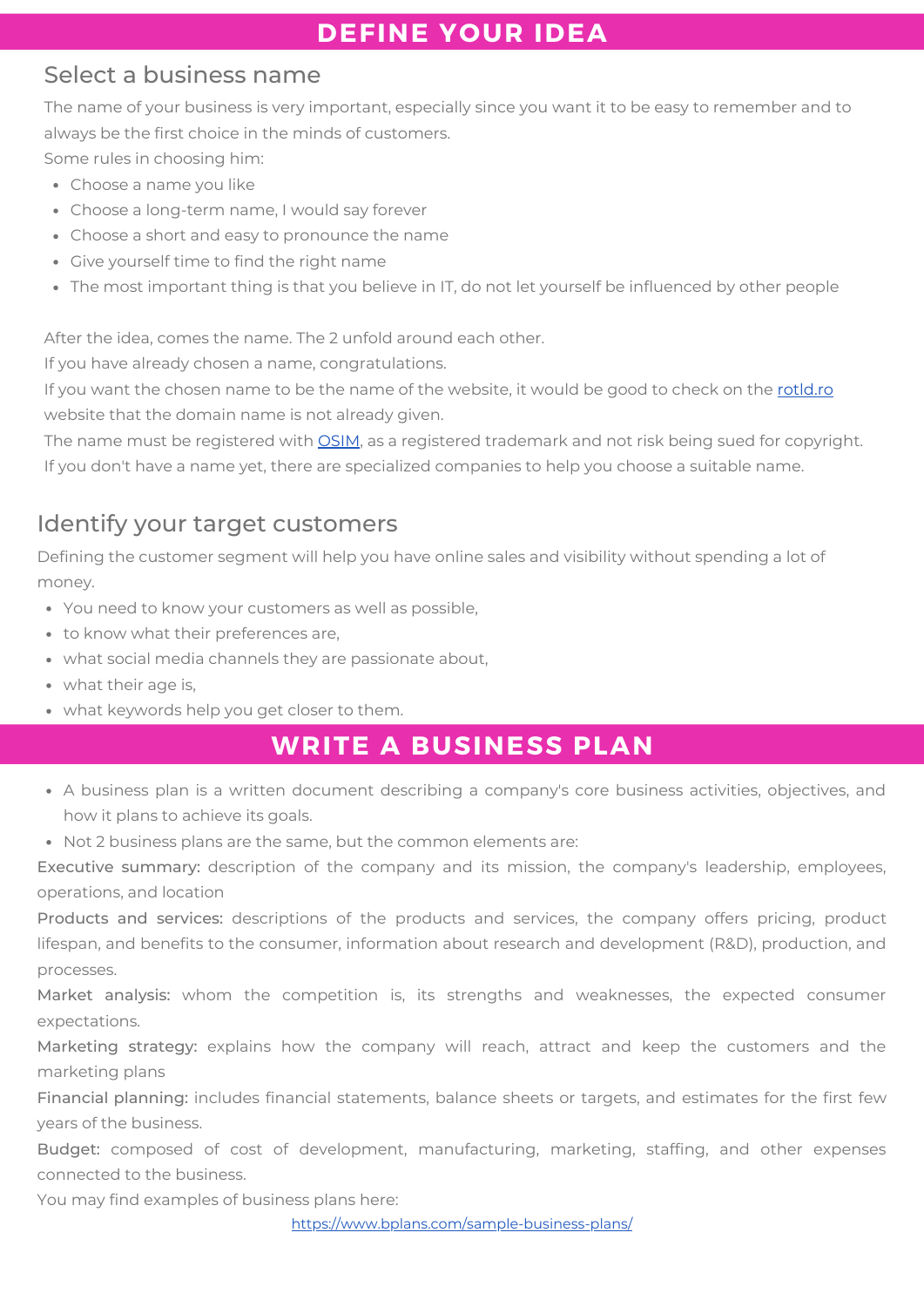# DEFINE YOUR IDEA

## Select a business name

The name of your business is very important, especially since you want it to be easy to remember and to always be the first choice in the minds of customers.
Some rules in choosing him:

- Choose a name you like
- Choose a long-term name, I would say forever
- Choose a short and easy to pronounce the name
- Give yourself time to find the right name
- The most important thing is that you believe in IT, do not let yourself be influenced by other people

After the idea, comes the name. The 2 unfold around each other.
If you have already chosen a name, congratulations.
If you want the chosen name to be the name of the website, it would be good to check on the [rotld.ro](rotld.ro) website that the domain name is not already given.
The name must be registered with [OSIM](OSIM), as a registered trademark and not risk being sued for copyright.
If you don't have a name yet, there are specialized companies to help you choose a suitable name.

## Identify your target customers

Defining the customer segment will help you have online sales and visibility without spending a lot of money.

- You need to know your customers as well as possible,
- to know what their preferences are,
- what social media channels they are passionate about,
- what their age is,
- what keywords help you get closer to them.

# WRITE A BUSINESS PLAN

- A business plan is a written document describing a company's core business activities, objectives, and how it plans to achieve its goals.
- Not 2 business plans are the same, but the common elements are:

**Executive summary:** description of the company and its mission, the company's leadership, employees, operations, and location

**Products and services:** descriptions of the products and services, the company offers pricing, product lifespan, and benefits to the consumer, information about research and development (R&D), production, and processes.

**Market analysis:** whom the competition is, its strengths and weaknesses, the expected consumer expectations.

**Marketing strategy:** explains how the company will reach, attract and keep the customers and the marketing plans

**Financial planning:** includes financial statements, balance sheets or targets, and estimates for the first few years of the business.

**Budget:** composed of cost of development, manufacturing, marketing, staffing, and other expenses connected to the business.

You may find examples of business plans here:

https://www.bplans.com/sample-business-plans/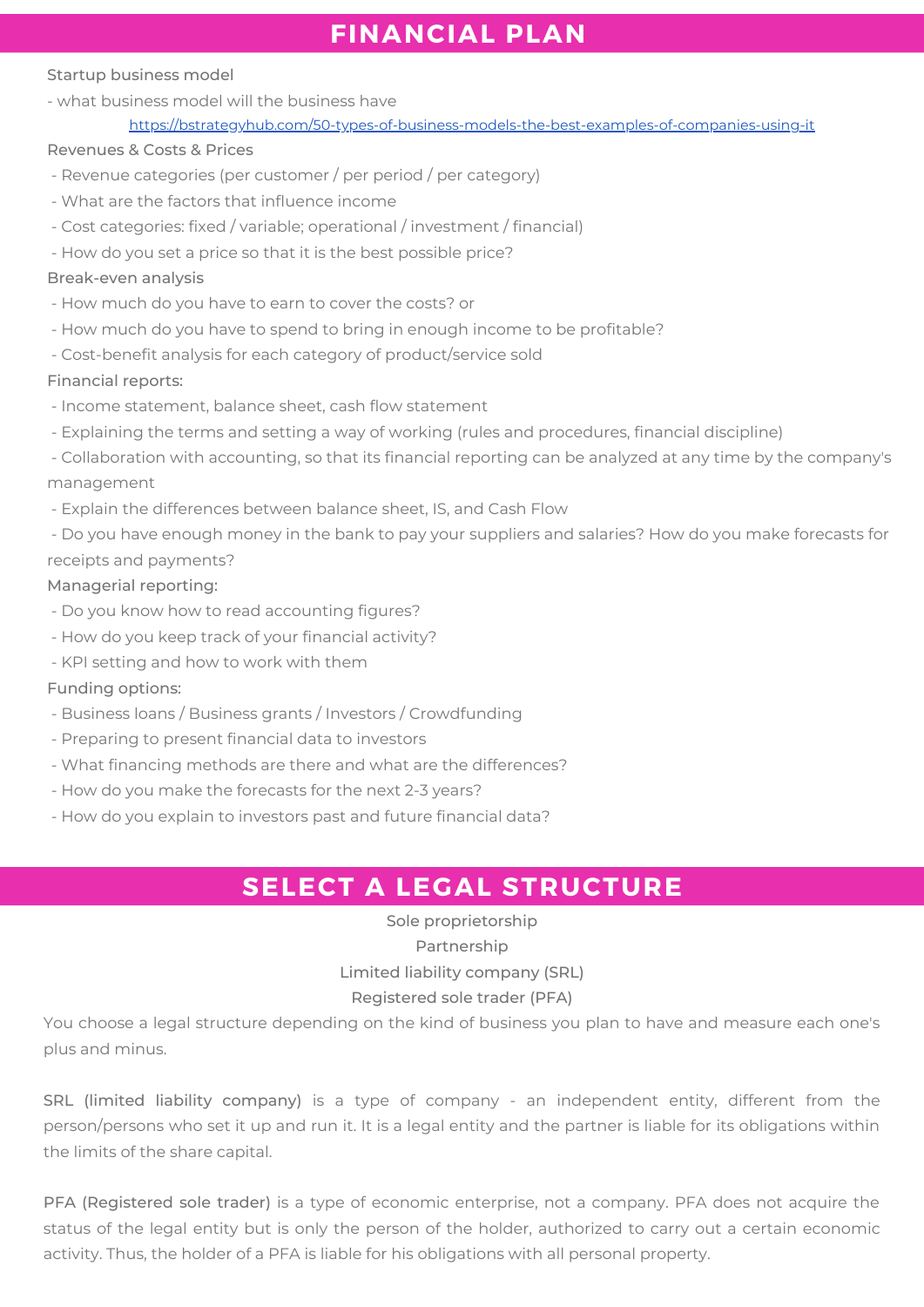## FINANCIAL PLAN

Startup business model

- what business model will the business have

https://bstrategyhub.com/50-types-of-business-models-the-best-examples-of-companies-using-it

Revenues & Costs & Prices

- Revenue categories (per customer / per period / per category)
- What are the factors that influence income
- Cost categories: fixed / variable; operational / investment / financial)
- How do you set a price so that it is the best possible price?

Break-even analysis

- How much do you have to earn to cover the costs? or
- How much do you have to spend to bring in enough income to be profitable?
- Cost-benefit analysis for each category of product/service sold

Financial reports:

- Income statement, balance sheet, cash flow statement
- Explaining the terms and setting a way of working (rules and procedures, financial discipline)
- Collaboration with accounting, so that its financial reporting can be analyzed at any time by the company's management
- Explain the differences between balance sheet, IS, and Cash Flow
- Do you have enough money in the bank to pay your suppliers and salaries? How do you make forecasts for receipts and payments?

Managerial reporting:

- Do you know how to read accounting figures?
- How do you keep track of your financial activity?
- KPI setting and how to work with them

Funding options:

- Business loans / Business grants / Investors / Crowdfunding
- Preparing to present financial data to investors
- What financing methods are there and what are the differences?
- How do you make the forecasts for the next 2-3 years?
- How do you explain to investors past and future financial data?

## SELECT A LEGAL STRUCTURE

Sole proprietorship

Partnership

Limited liability company (SRL)

Registered sole trader (PFA)

You choose a legal structure depending on the kind of business you plan to have and measure each one's plus and minus.

SRL (limited liability company) is a type of company - an independent entity, different from the person/persons who set it up and run it. It is a legal entity and the partner is liable for its obligations within the limits of the share capital.

PFA (Registered sole trader) is a type of economic enterprise, not a company. PFA does not acquire the status of the legal entity but is only the person of the holder, authorized to carry out a certain economic activity. Thus, the holder of a PFA is liable for his obligations with all personal property.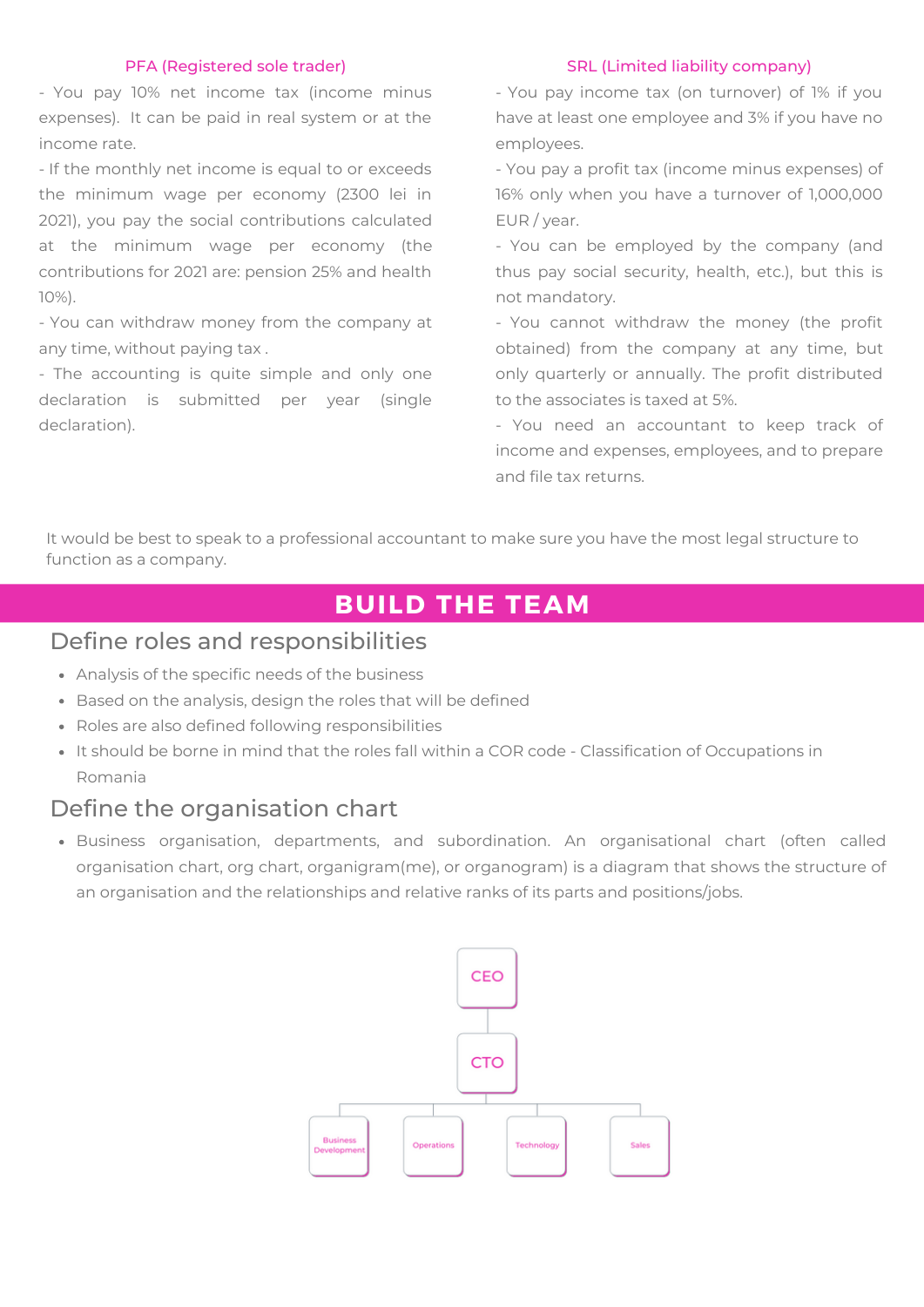**PFA (Registered sole trader)**

- You pay 10% net income tax (income minus expenses). It can be paid in real system or at the income rate.
- If the monthly net income is equal to or exceeds the minimum wage per economy (2300 lei in 2021), you pay the social contributions calculated at the minimum wage per economy (the contributions for 2021 are: pension 25% and health 10%).
- You can withdraw money from the company at any time, without paying tax .
- The accounting is quite simple and only one declaration is submitted per year (single declaration).

**SRL (Limited liability company)**

- You pay income tax (on turnover) of 1% if you have at least one employee and 3% if you have no employees.
- You pay a profit tax (income minus expenses) of 16% only when you have a turnover of 1,000,000 EUR / year.
- You can be employed by the company (and thus pay social security, health, etc.), but this is not mandatory.
- You cannot withdraw the money (the profit obtained) from the company at any time, but only quarterly or annually. The profit distributed to the associates is taxed at 5%.
- You need an accountant to keep track of income and expenses, employees, and to prepare and file tax returns.

It would be best to speak to a professional accountant to make sure you have the most legal structure to function as a company.

# BUILD THE TEAM

## Define roles and responsibilities

- Analysis of the specific needs of the business
- Based on the analysis, design the roles that will be defined
- Roles are also defined following responsibilities
- It should be borne in mind that the roles fall within a COR code - Classification of Occupations in Romania

## Define the organisation chart

- Business organisation, departments, and subordination. An organisational chart (often called organisation chart, org chart, organigram(me), or organogram) is a diagram that shows the structure of an organisation and the relationships and relative ranks of its parts and positions/jobs.

CEO

CTO

Business Development | Operations | Technology | Sales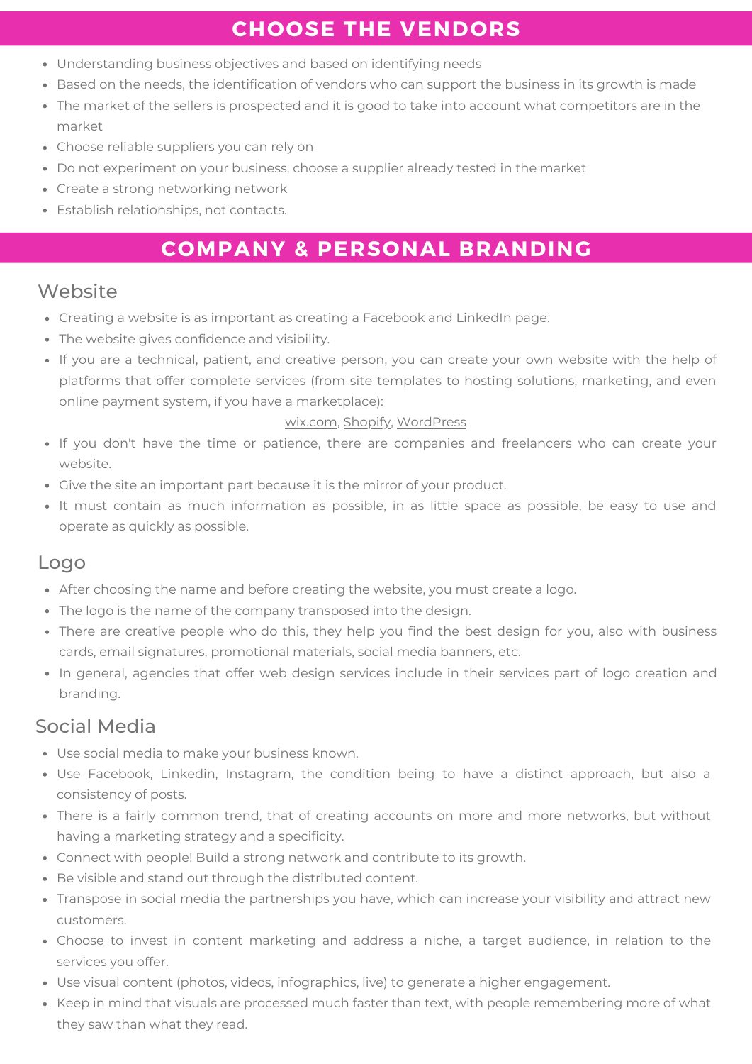## CHOOSE THE VENDORS

- Understanding business objectives and based on identifying needs
- Based on the needs, the identification of vendors who can support the business in its growth is made
- The market of the sellers is prospected and it is good to take into account what competitors are in the market
- Choose reliable suppliers you can rely on
- Do not experiment on your business, choose a supplier already tested in the market
- Create a strong networking network
- Establish relationships, not contacts.

## COMPANY & PERSONAL BRANDING

### Website

- Creating a website is as important as creating a Facebook and LinkedIn page.
- The website gives confidence and visibility.
- If you are a technical, patient, and creative person, you can create your own website with the help of platforms that offer complete services (from site templates to hosting solutions, marketing, and even online payment system, if you have a marketplace):

  wix.com, Shopify, WordPress

- If you don't have the time or patience, there are companies and freelancers who can create your website.
- Give the site an important part because it is the mirror of your product.
- It must contain as much information as possible, in as little space as possible, be easy to use and operate as quickly as possible.

### Logo

- After choosing the name and before creating the website, you must create a logo.
- The logo is the name of the company transposed into the design.
- There are creative people who do this, they help you find the best design for you, also with business cards, email signatures, promotional materials, social media banners, etc.
- In general, agencies that offer web design services include in their services part of logo creation and branding.

### Social Media

- Use social media to make your business known.
- Use Facebook, Linkedin, Instagram, the condition being to have a distinct approach, but also a consistency of posts.
- There is a fairly common trend, that of creating accounts on more and more networks, but without having a marketing strategy and a specificity.
- Connect with people! Build a strong network and contribute to its growth.
- Be visible and stand out through the distributed content.
- Transpose in social media the partnerships you have, which can increase your visibility and attract new customers.
- Choose to invest in content marketing and address a niche, a target audience, in relation to the services you offer.
- Use visual content (photos, videos, infographics, live) to generate a higher engagement.
- Keep in mind that visuals are processed much faster than text, with people remembering more of what they saw than what they read.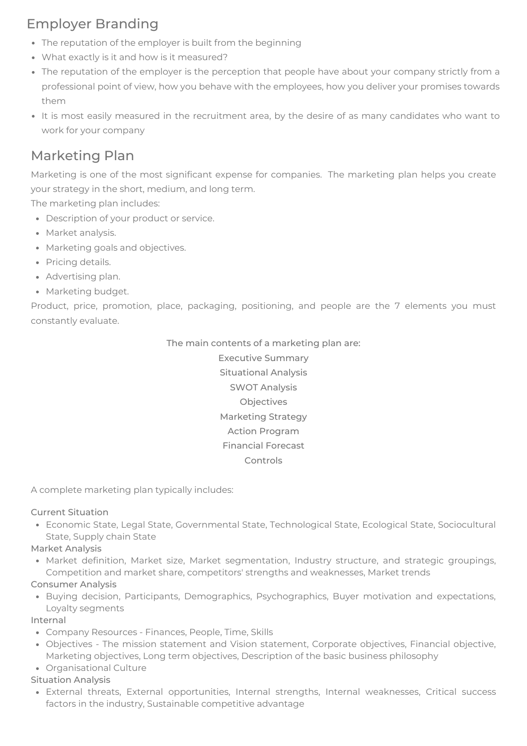## Employer Branding

- The reputation of the employer is built from the beginning
- What exactly is it and how is it measured?
- The reputation of the employer is the perception that people have about your company strictly from a professional point of view, how you behave with the employees, how you deliver your promises towards them
- It is most easily measured in the recruitment area, by the desire of as many candidates who want to work for your company

## Marketing Plan

Marketing is one of the most significant expense for companies. The marketing plan helps you create your strategy in the short, medium, and long term.

The marketing plan includes:

- Description of your product or service.
- Market analysis.
- Marketing goals and objectives.
- Pricing details.
- Advertising plan.
- Marketing budget.

Product, price, promotion, place, packaging, positioning, and people are the 7 elements you must constantly evaluate.

The main contents of a marketing plan are:

Executive Summary
Situational Analysis
SWOT Analysis
Objectives
Marketing Strategy
Action Program
Financial Forecast
Controls

A complete marketing plan typically includes:

Current Situation

- Economic State, Legal State, Governmental State, Technological State, Ecological State, Sociocultural State, Supply chain State

Market Analysis

- Market definition, Market size, Market segmentation, Industry structure, and strategic groupings, Competition and market share, competitors' strengths and weaknesses, Market trends

Consumer Analysis

- Buying decision, Participants, Demographics, Psychographics, Buyer motivation and expectations, Loyalty segments

Internal

- Company Resources - Finances, People, Time, Skills
- Objectives - The mission statement and Vision statement, Corporate objectives, Financial objective, Marketing objectives, Long term objectives, Description of the basic business philosophy
- Organisational Culture

Situation Analysis

- External threats, External opportunities, Internal strengths, Internal weaknesses, Critical success factors in the industry, Sustainable competitive advantage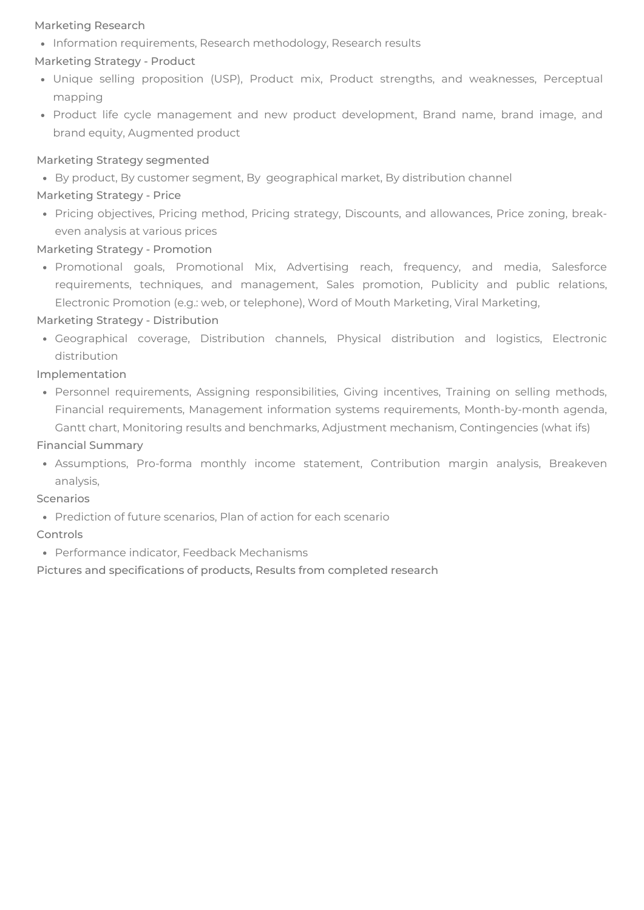Marketing Research

- Information requirements, Research methodology, Research results

Marketing Strategy - Product

- Unique selling proposition (USP), Product mix, Product strengths, and weaknesses, Perceptual mapping
- Product life cycle management and new product development, Brand name, brand image, and brand equity, Augmented product

Marketing Strategy segmented

- By product, By customer segment, By geographical market, By distribution channel

Marketing Strategy - Price

- Pricing objectives, Pricing method, Pricing strategy, Discounts, and allowances, Price zoning, break-even analysis at various prices

Marketing Strategy - Promotion

- Promotional goals, Promotional Mix, Advertising reach, frequency, and media, Salesforce requirements, techniques, and management, Sales promotion, Publicity and public relations, Electronic Promotion (e.g.: web, or telephone), Word of Mouth Marketing, Viral Marketing,

Marketing Strategy - Distribution

- Geographical coverage, Distribution channels, Physical distribution and logistics, Electronic distribution

Implementation

- Personnel requirements, Assigning responsibilities, Giving incentives, Training on selling methods, Financial requirements, Management information systems requirements, Month-by-month agenda, Gantt chart, Monitoring results and benchmarks, Adjustment mechanism, Contingencies (what ifs)

Financial Summary

- Assumptions, Pro-forma monthly income statement, Contribution margin analysis, Breakeven analysis,

Scenarios

- Prediction of future scenarios, Plan of action for each scenario

Controls

- Performance indicator, Feedback Mechanisms

Pictures and specifications of products, Results from completed research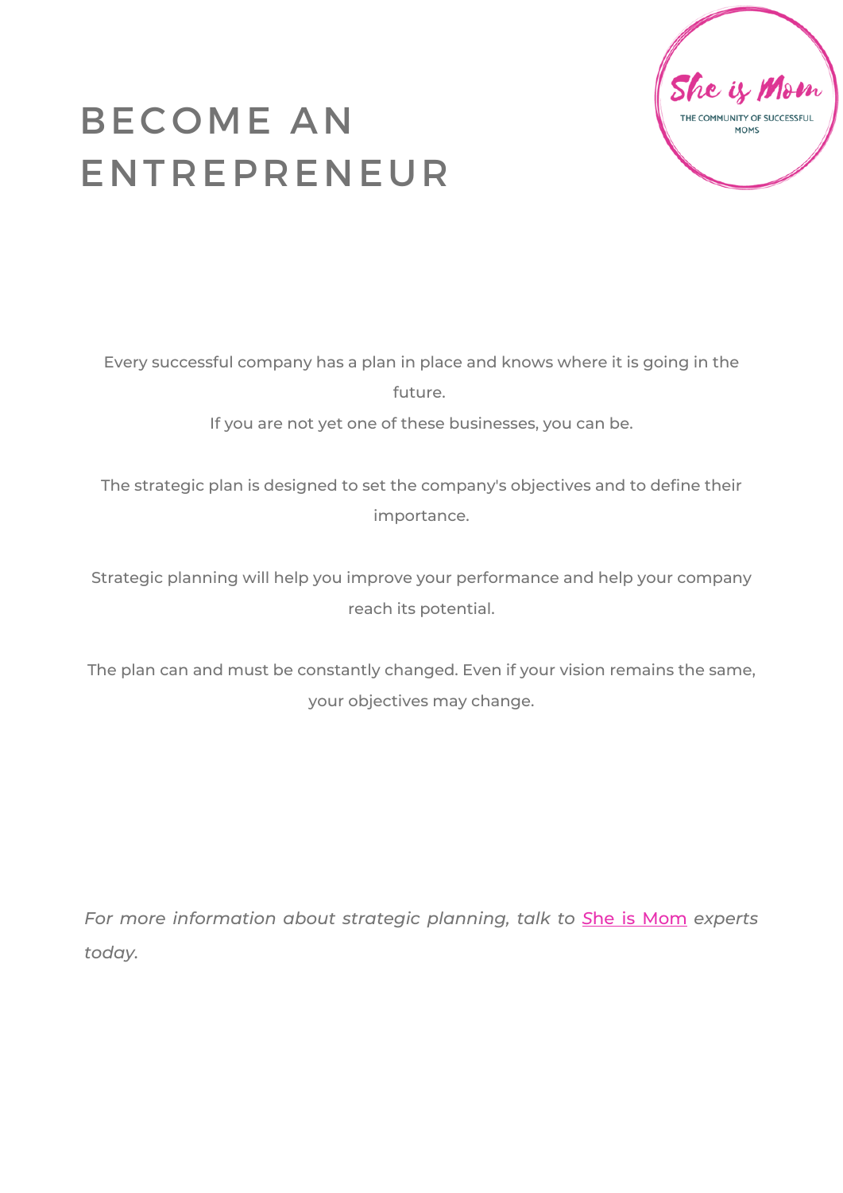# BECOME AN ENTREPRENEUR

She is Mom
THE COMMUNITY OF SUCCESSFUL MOMS

Every successful company has a plan in place and knows where it is going in the future.
If you are not yet one of these businesses, you can be.

The strategic plan is designed to set the company's objectives and to define their importance.

Strategic planning will help you improve your performance and help your company reach its potential.

The plan can and must be constantly changed. Even if your vision remains the same, your objectives may change.

*For more information about strategic planning, talk to* [She is Mom]() *experts today.*